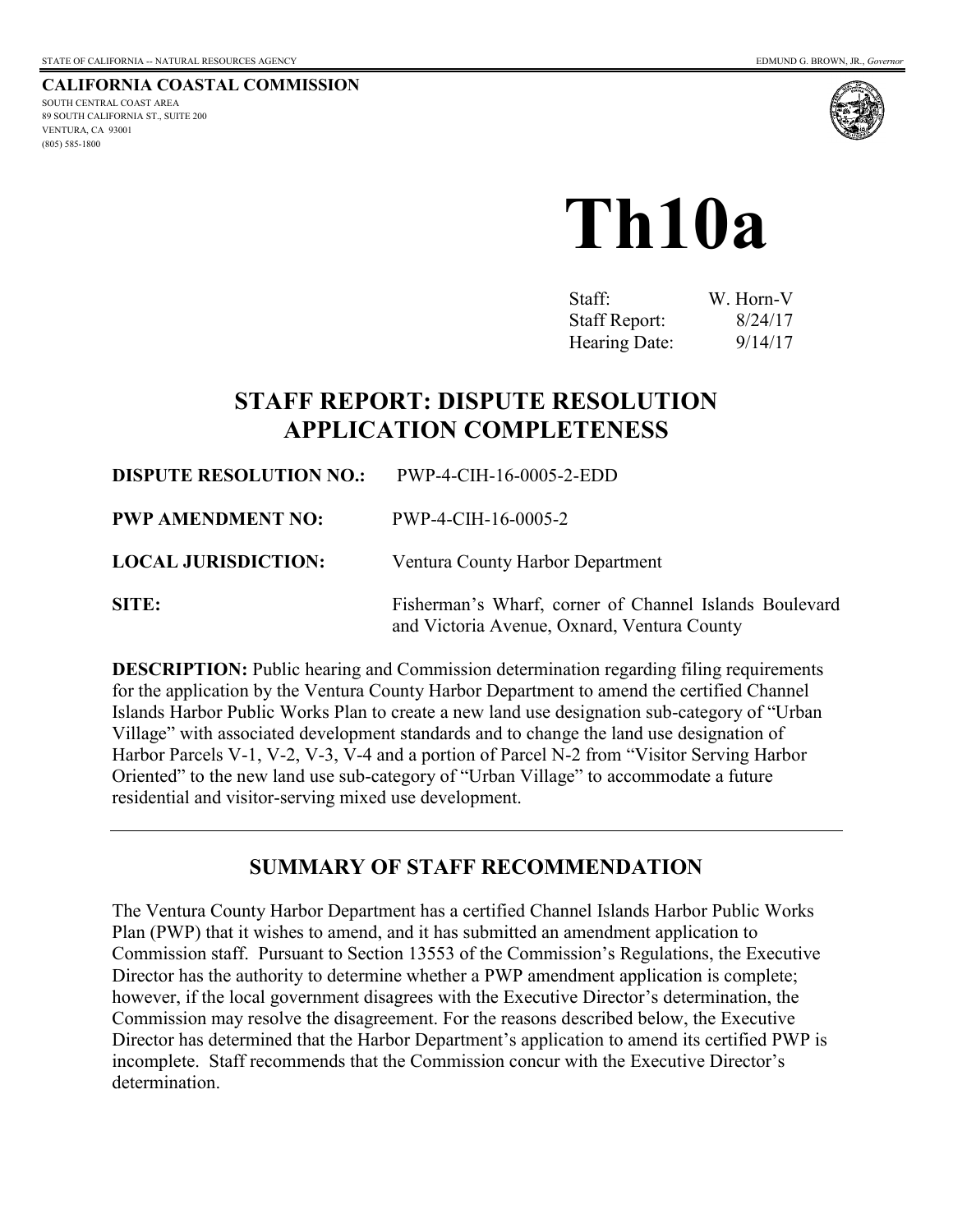STATE OF CALIFORNIA -- NATURAL RESOURCES AGENCY EDMUND G. BROWN, JR., *Governor*

**CALIFORNIA COASTAL COMMISSION**
SOUTH CENTRAL COAST AREA
89 SOUTH CALIFORNIA ST., SUITE 200
VENTURA, CA 93001
(805) 585-1800

# Th10a

| | |
|---|---|
| Staff: | W. Horn-V |
| Staff Report: | 8/24/17 |
| Hearing Date: | 9/14/17 |

## STAFF REPORT: DISPUTE RESOLUTION APPLICATION COMPLETENESS

**DISPUTE RESOLUTION NO.:** PWP-4-CIH-16-0005-2-EDD

**PWP AMENDMENT NO:** PWP-4-CIH-16-0005-2

**LOCAL JURISDICTION:** Ventura County Harbor Department

**SITE:** Fisherman's Wharf, corner of Channel Islands Boulevard and Victoria Avenue, Oxnard, Ventura County

**DESCRIPTION:** Public hearing and Commission determination regarding filing requirements for the application by the Ventura County Harbor Department to amend the certified Channel Islands Harbor Public Works Plan to create a new land use designation sub-category of "Urban Village" with associated development standards and to change the land use designation of Harbor Parcels V-1, V-2, V-3, V-4 and a portion of Parcel N-2 from "Visitor Serving Harbor Oriented" to the new land use sub-category of "Urban Village" to accommodate a future residential and visitor-serving mixed use development.

---

## SUMMARY OF STAFF RECOMMENDATION

The Ventura County Harbor Department has a certified Channel Islands Harbor Public Works Plan (PWP) that it wishes to amend, and it has submitted an amendment application to Commission staff. Pursuant to Section 13553 of the Commission's Regulations, the Executive Director has the authority to determine whether a PWP amendment application is complete; however, if the local government disagrees with the Executive Director's determination, the Commission may resolve the disagreement. For the reasons described below, the Executive Director has determined that the Harbor Department's application to amend its certified PWP is incomplete. Staff recommends that the Commission concur with the Executive Director's determination.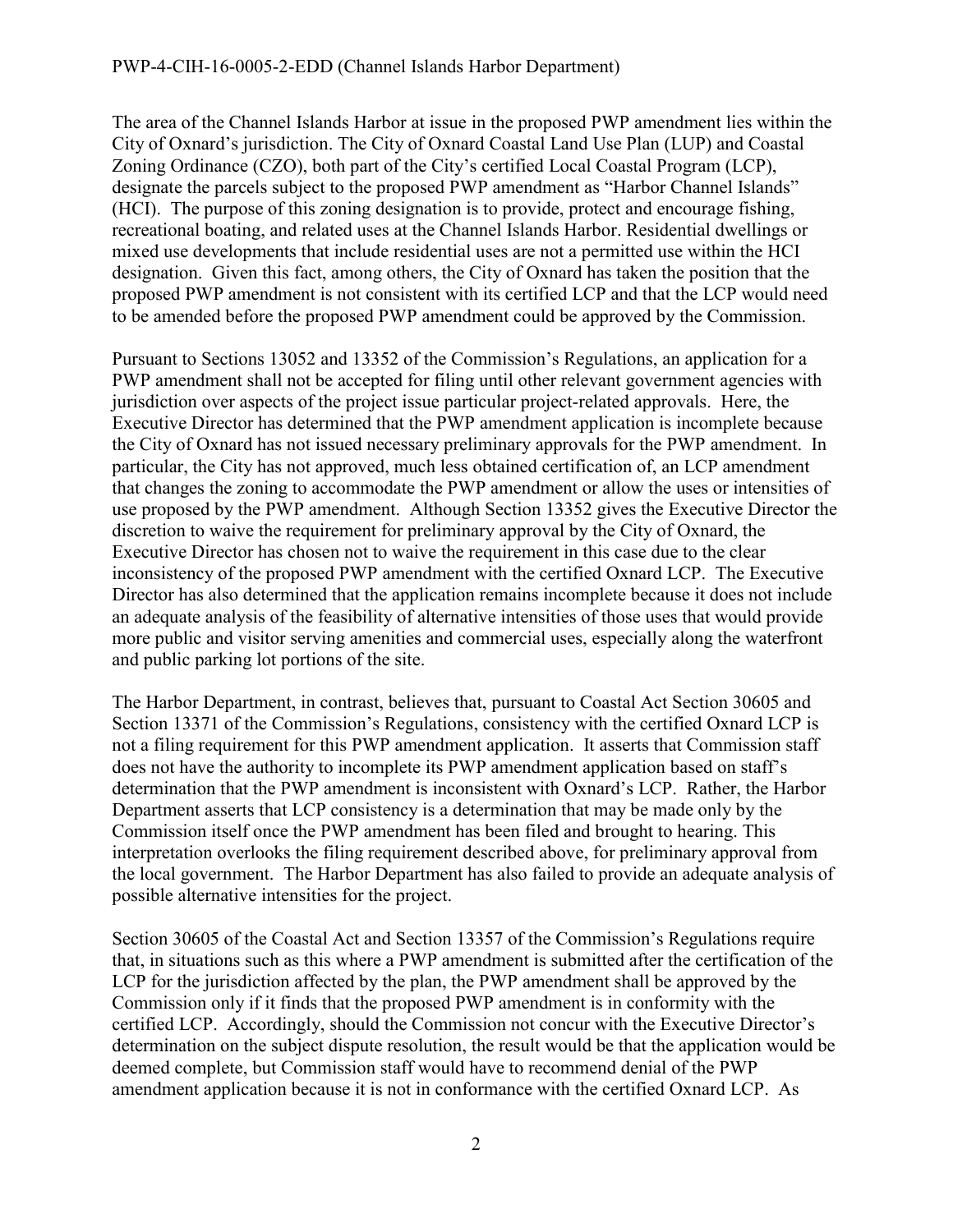The area of the Channel Islands Harbor at issue in the proposed PWP amendment lies within the City of Oxnard's jurisdiction. The City of Oxnard Coastal Land Use Plan (LUP) and Coastal Zoning Ordinance (CZO), both part of the City's certified Local Coastal Program (LCP), designate the parcels subject to the proposed PWP amendment as "Harbor Channel Islands" (HCI). The purpose of this zoning designation is to provide, protect and encourage fishing, recreational boating, and related uses at the Channel Islands Harbor. Residential dwellings or mixed use developments that include residential uses are not a permitted use within the HCI designation. Given this fact, among others, the City of Oxnard has taken the position that the proposed PWP amendment is not consistent with its certified LCP and that the LCP would need to be amended before the proposed PWP amendment could be approved by the Commission.

Pursuant to Sections 13052 and 13352 of the Commission's Regulations, an application for a PWP amendment shall not be accepted for filing until other relevant government agencies with jurisdiction over aspects of the project issue particular project-related approvals. Here, the Executive Director has determined that the PWP amendment application is incomplete because the City of Oxnard has not issued necessary preliminary approvals for the PWP amendment. In particular, the City has not approved, much less obtained certification of, an LCP amendment that changes the zoning to accommodate the PWP amendment or allow the uses or intensities of use proposed by the PWP amendment. Although Section 13352 gives the Executive Director the discretion to waive the requirement for preliminary approval by the City of Oxnard, the Executive Director has chosen not to waive the requirement in this case due to the clear inconsistency of the proposed PWP amendment with the certified Oxnard LCP. The Executive Director has also determined that the application remains incomplete because it does not include an adequate analysis of the feasibility of alternative intensities of those uses that would provide more public and visitor serving amenities and commercial uses, especially along the waterfront and public parking lot portions of the site.

The Harbor Department, in contrast, believes that, pursuant to Coastal Act Section 30605 and Section 13371 of the Commission's Regulations, consistency with the certified Oxnard LCP is not a filing requirement for this PWP amendment application. It asserts that Commission staff does not have the authority to incomplete its PWP amendment application based on staff's determination that the PWP amendment is inconsistent with Oxnard's LCP. Rather, the Harbor Department asserts that LCP consistency is a determination that may be made only by the Commission itself once the PWP amendment has been filed and brought to hearing. This interpretation overlooks the filing requirement described above, for preliminary approval from the local government. The Harbor Department has also failed to provide an adequate analysis of possible alternative intensities for the project.

Section 30605 of the Coastal Act and Section 13357 of the Commission's Regulations require that, in situations such as this where a PWP amendment is submitted after the certification of the LCP for the jurisdiction affected by the plan, the PWP amendment shall be approved by the Commission only if it finds that the proposed PWP amendment is in conformity with the certified LCP. Accordingly, should the Commission not concur with the Executive Director's determination on the subject dispute resolution, the result would be that the application would be deemed complete, but Commission staff would have to recommend denial of the PWP amendment application because it is not in conformance with the certified Oxnard LCP. As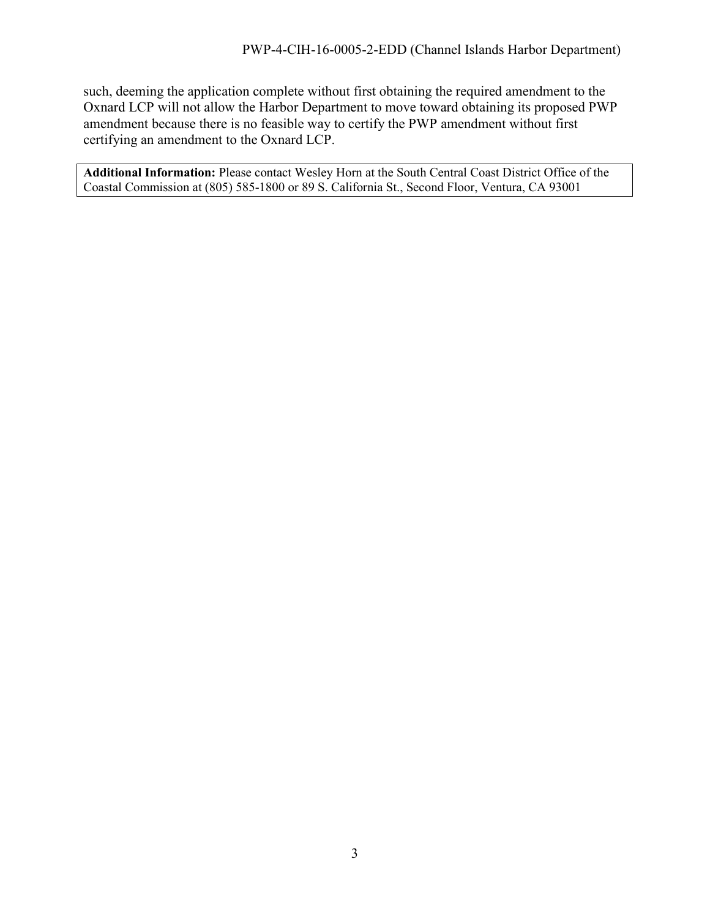such, deeming the application complete without first obtaining the required amendment to the Oxnard LCP will not allow the Harbor Department to move toward obtaining its proposed PWP amendment because there is no feasible way to certify the PWP amendment without first certifying an amendment to the Oxnard LCP.

**Additional Information:** Please contact Wesley Horn at the South Central Coast District Office of the Coastal Commission at (805) 585-1800 or 89 S. California St., Second Floor, Ventura, CA 93001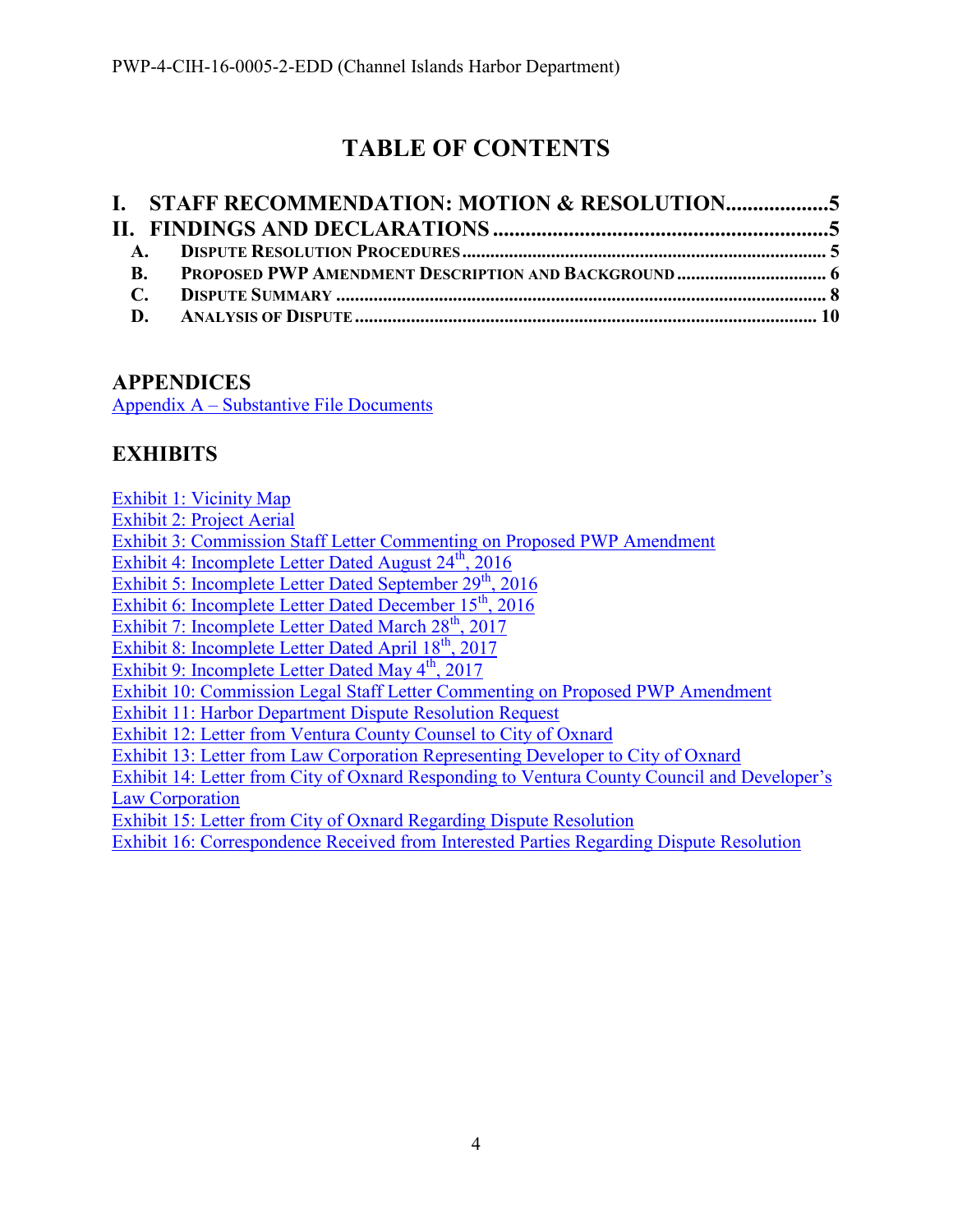# TABLE OF CONTENTS

**I. STAFF RECOMMENDATION: MOTION & RESOLUTION..................5**

**II. FINDINGS AND DECLARATIONS..............................................................5**

- **A. DISPUTE RESOLUTION PROCEDURES ............................................................................ 5**
- **B. PROPOSED PWP AMENDMENT DESCRIPTION AND BACKGROUND ................................ 6**
- **C. DISPUTE SUMMARY ........................................................................................................ 8**
- **D. ANALYSIS OF DISPUTE .................................................................................................. 10**

## APPENDICES

Appendix A – Substantive File Documents

## EXHIBITS

Exhibit 1: Vicinity Map
Exhibit 2: Project Aerial
Exhibit 3: Commission Staff Letter Commenting on Proposed PWP Amendment
Exhibit 4: Incomplete Letter Dated August 24th, 2016
Exhibit 5: Incomplete Letter Dated September 29th, 2016
Exhibit 6: Incomplete Letter Dated December 15th, 2016
Exhibit 7: Incomplete Letter Dated March 28th, 2017
Exhibit 8: Incomplete Letter Dated April 18th, 2017
Exhibit 9: Incomplete Letter Dated May 4th, 2017
Exhibit 10: Commission Legal Staff Letter Commenting on Proposed PWP Amendment
Exhibit 11: Harbor Department Dispute Resolution Request
Exhibit 12: Letter from Ventura County Counsel to City of Oxnard
Exhibit 13: Letter from Law Corporation Representing Developer to City of Oxnard
Exhibit 14: Letter from City of Oxnard Responding to Ventura County Council and Developer's Law Corporation
Exhibit 15: Letter from City of Oxnard Regarding Dispute Resolution
Exhibit 16: Correspondence Received from Interested Parties Regarding Dispute Resolution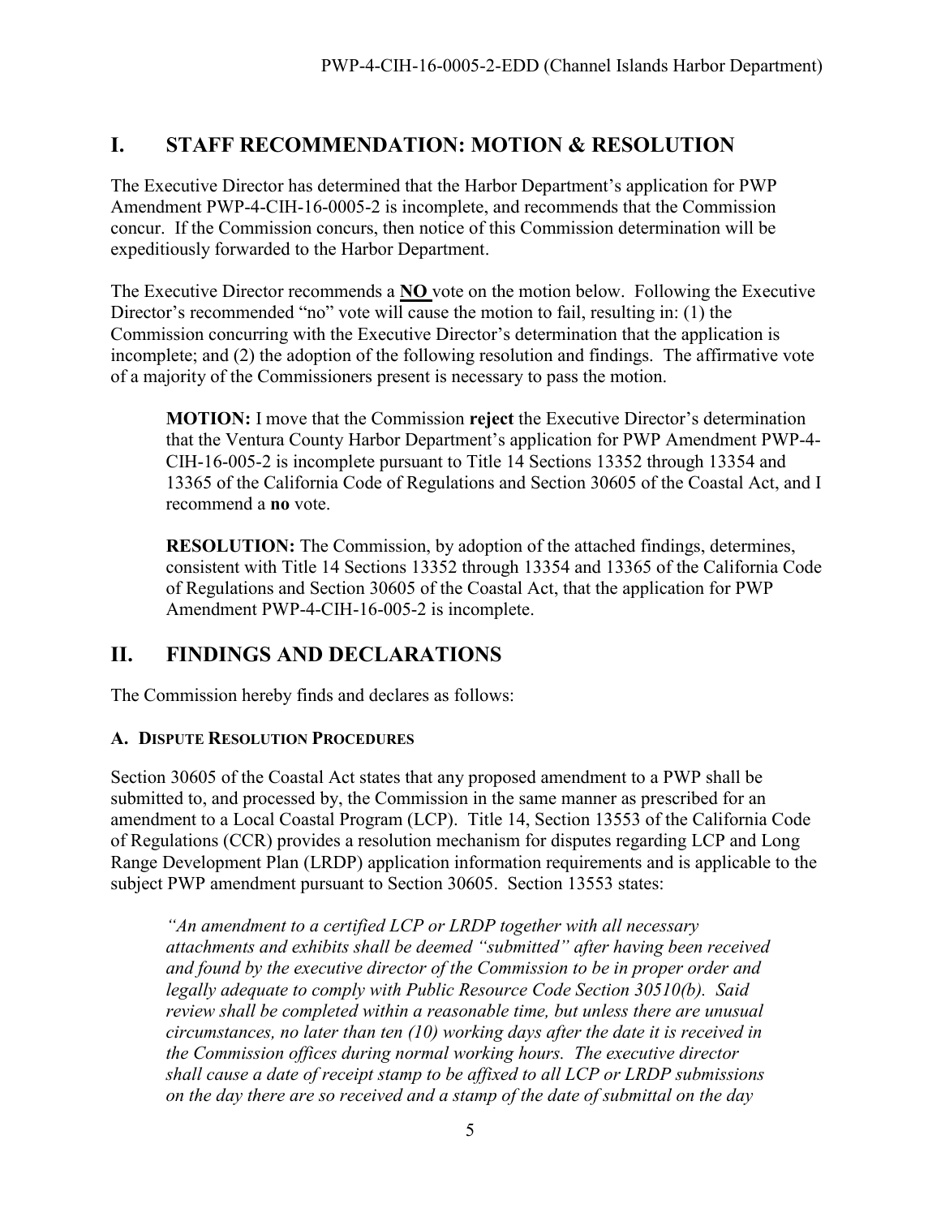## I. STAFF RECOMMENDATION: MOTION & RESOLUTION

The Executive Director has determined that the Harbor Department's application for PWP Amendment PWP-4-CIH-16-0005-2 is incomplete, and recommends that the Commission concur. If the Commission concurs, then notice of this Commission determination will be expeditiously forwarded to the Harbor Department.

The Executive Director recommends a **NO** vote on the motion below. Following the Executive Director's recommended "no" vote will cause the motion to fail, resulting in: (1) the Commission concurring with the Executive Director's determination that the application is incomplete; and (2) the adoption of the following resolution and findings. The affirmative vote of a majority of the Commissioners present is necessary to pass the motion.

> **MOTION:** I move that the Commission **reject** the Executive Director's determination that the Ventura County Harbor Department's application for PWP Amendment PWP-4-CIH-16-005-2 is incomplete pursuant to Title 14 Sections 13352 through 13354 and 13365 of the California Code of Regulations and Section 30605 of the Coastal Act, and I recommend a **no** vote.
>
> **RESOLUTION:** The Commission, by adoption of the attached findings, determines, consistent with Title 14 Sections 13352 through 13354 and 13365 of the California Code of Regulations and Section 30605 of the Coastal Act, that the application for PWP Amendment PWP-4-CIH-16-005-2 is incomplete.

## II. FINDINGS AND DECLARATIONS

The Commission hereby finds and declares as follows:

### A. DISPUTE RESOLUTION PROCEDURES

Section 30605 of the Coastal Act states that any proposed amendment to a PWP shall be submitted to, and processed by, the Commission in the same manner as prescribed for an amendment to a Local Coastal Program (LCP). Title 14, Section 13553 of the California Code of Regulations (CCR) provides a resolution mechanism for disputes regarding LCP and Long Range Development Plan (LRDP) application information requirements and is applicable to the subject PWP amendment pursuant to Section 30605. Section 13553 states:

> *"An amendment to a certified LCP or LRDP together with all necessary attachments and exhibits shall be deemed "submitted" after having been received and found by the executive director of the Commission to be in proper order and legally adequate to comply with Public Resource Code Section 30510(b). Said review shall be completed within a reasonable time, but unless there are unusual circumstances, no later than ten (10) working days after the date it is received in the Commission offices during normal working hours. The executive director shall cause a date of receipt stamp to be affixed to all LCP or LRDP submissions on the day there are so received and a stamp of the date of submittal on the day*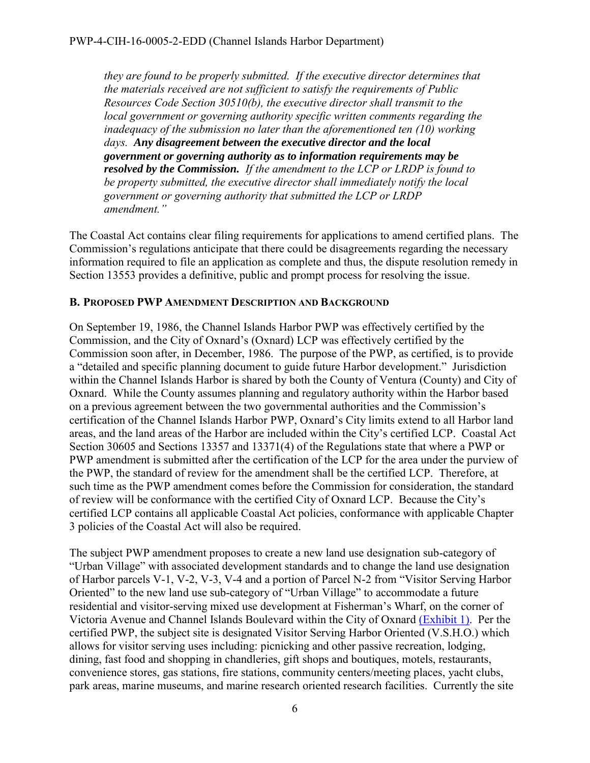*they are found to be properly submitted. If the executive director determines that the materials received are not sufficient to satisfy the requirements of Public Resources Code Section 30510(b), the executive director shall transmit to the local government or governing authority specific written comments regarding the inadequacy of the submission no later than the aforementioned ten (10) working days.* ***Any disagreement between the executive director and the local government or governing authority as to information requirements may be resolved by the Commission.*** *If the amendment to the LCP or LRDP is found to be property submitted, the executive director shall immediately notify the local government or governing authority that submitted the LCP or LRDP amendment."*

The Coastal Act contains clear filing requirements for applications to amend certified plans. The Commission's regulations anticipate that there could be disagreements regarding the necessary information required to file an application as complete and thus, the dispute resolution remedy in Section 13553 provides a definitive, public and prompt process for resolving the issue.

### B. Proposed PWP Amendment Description and Background

On September 19, 1986, the Channel Islands Harbor PWP was effectively certified by the Commission, and the City of Oxnard's (Oxnard) LCP was effectively certified by the Commission soon after, in December, 1986. The purpose of the PWP, as certified, is to provide a "detailed and specific planning document to guide future Harbor development." Jurisdiction within the Channel Islands Harbor is shared by both the County of Ventura (County) and City of Oxnard. While the County assumes planning and regulatory authority within the Harbor based on a previous agreement between the two governmental authorities and the Commission's certification of the Channel Islands Harbor PWP, Oxnard's City limits extend to all Harbor land areas, and the land areas of the Harbor are included within the City's certified LCP. Coastal Act Section 30605 and Sections 13357 and 13371(4) of the Regulations state that where a PWP or PWP amendment is submitted after the certification of the LCP for the area under the purview of the PWP, the standard of review for the amendment shall be the certified LCP. Therefore, at such time as the PWP amendment comes before the Commission for consideration, the standard of review will be conformance with the certified City of Oxnard LCP. Because the City's certified LCP contains all applicable Coastal Act policies, conformance with applicable Chapter 3 policies of the Coastal Act will also be required.

The subject PWP amendment proposes to create a new land use designation sub-category of "Urban Village" with associated development standards and to change the land use designation of Harbor parcels V-1, V-2, V-3, V-4 and a portion of Parcel N-2 from "Visitor Serving Harbor Oriented" to the new land use sub-category of "Urban Village" to accommodate a future residential and visitor-serving mixed use development at Fisherman's Wharf, on the corner of Victoria Avenue and Channel Islands Boulevard within the City of Oxnard (Exhibit 1). Per the certified PWP, the subject site is designated Visitor Serving Harbor Oriented (V.S.H.O.) which allows for visitor serving uses including: picnicking and other passive recreation, lodging, dining, fast food and shopping in chandleries, gift shops and boutiques, motels, restaurants, convenience stores, gas stations, fire stations, community centers/meeting places, yacht clubs, park areas, marine museums, and marine research oriented research facilities. Currently the site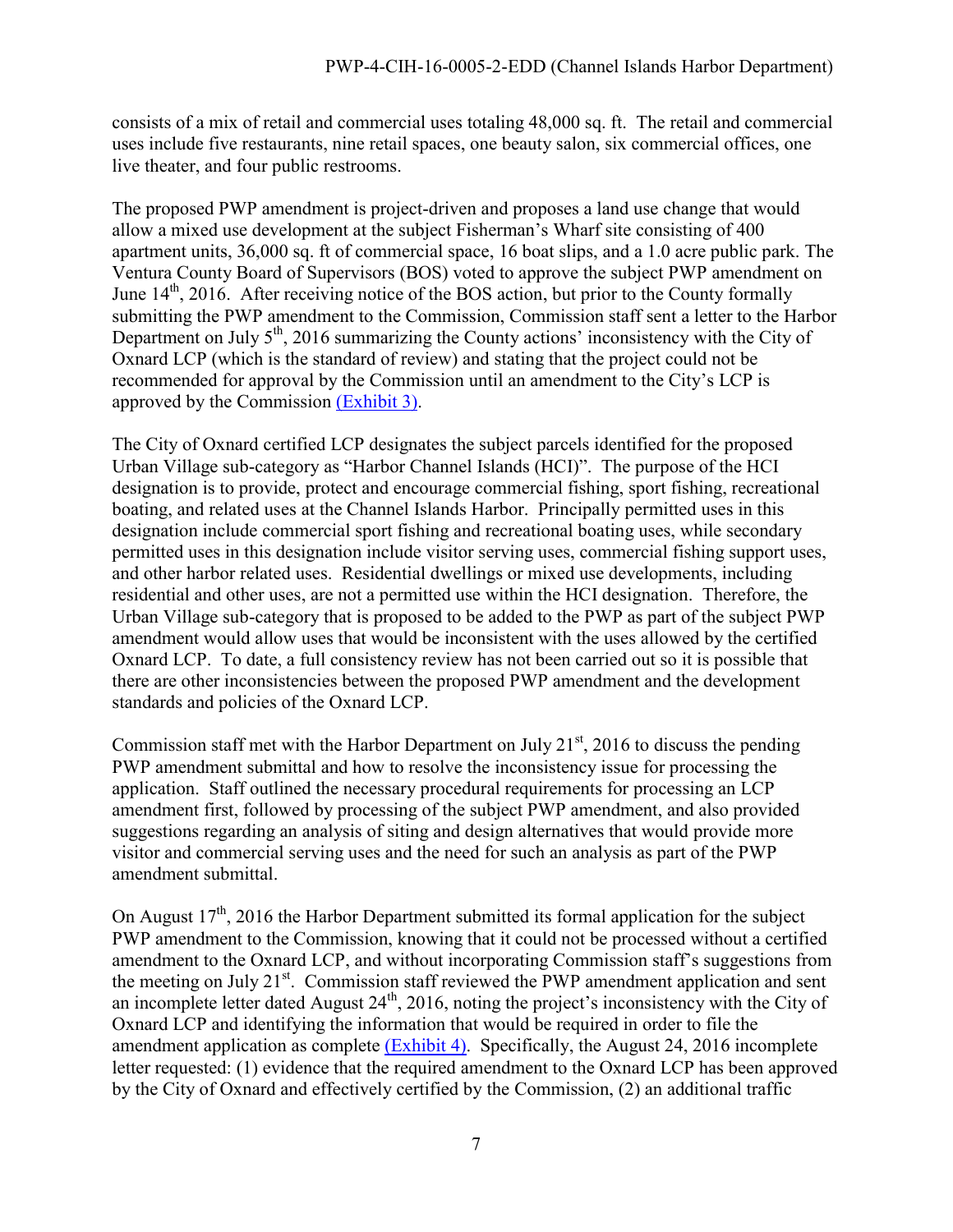consists of a mix of retail and commercial uses totaling 48,000 sq. ft. The retail and commercial uses include five restaurants, nine retail spaces, one beauty salon, six commercial offices, one live theater, and four public restrooms.

The proposed PWP amendment is project-driven and proposes a land use change that would allow a mixed use development at the subject Fisherman's Wharf site consisting of 400 apartment units, 36,000 sq. ft of commercial space, 16 boat slips, and a 1.0 acre public park. The Ventura County Board of Supervisors (BOS) voted to approve the subject PWP amendment on June 14th, 2016. After receiving notice of the BOS action, but prior to the County formally submitting the PWP amendment to the Commission, Commission staff sent a letter to the Harbor Department on July 5th, 2016 summarizing the County actions' inconsistency with the City of Oxnard LCP (which is the standard of review) and stating that the project could not be recommended for approval by the Commission until an amendment to the City's LCP is approved by the Commission (Exhibit 3).

The City of Oxnard certified LCP designates the subject parcels identified for the proposed Urban Village sub-category as "Harbor Channel Islands (HCI)". The purpose of the HCI designation is to provide, protect and encourage commercial fishing, sport fishing, recreational boating, and related uses at the Channel Islands Harbor. Principally permitted uses in this designation include commercial sport fishing and recreational boating uses, while secondary permitted uses in this designation include visitor serving uses, commercial fishing support uses, and other harbor related uses. Residential dwellings or mixed use developments, including residential and other uses, are not a permitted use within the HCI designation. Therefore, the Urban Village sub-category that is proposed to be added to the PWP as part of the subject PWP amendment would allow uses that would be inconsistent with the uses allowed by the certified Oxnard LCP. To date, a full consistency review has not been carried out so it is possible that there are other inconsistencies between the proposed PWP amendment and the development standards and policies of the Oxnard LCP.

Commission staff met with the Harbor Department on July 21st, 2016 to discuss the pending PWP amendment submittal and how to resolve the inconsistency issue for processing the application. Staff outlined the necessary procedural requirements for processing an LCP amendment first, followed by processing of the subject PWP amendment, and also provided suggestions regarding an analysis of siting and design alternatives that would provide more visitor and commercial serving uses and the need for such an analysis as part of the PWP amendment submittal.

On August 17th, 2016 the Harbor Department submitted its formal application for the subject PWP amendment to the Commission, knowing that it could not be processed without a certified amendment to the Oxnard LCP, and without incorporating Commission staff's suggestions from the meeting on July 21st. Commission staff reviewed the PWP amendment application and sent an incomplete letter dated August 24th, 2016, noting the project's inconsistency with the City of Oxnard LCP and identifying the information that would be required in order to file the amendment application as complete (Exhibit 4). Specifically, the August 24, 2016 incomplete letter requested: (1) evidence that the required amendment to the Oxnard LCP has been approved by the City of Oxnard and effectively certified by the Commission, (2) an additional traffic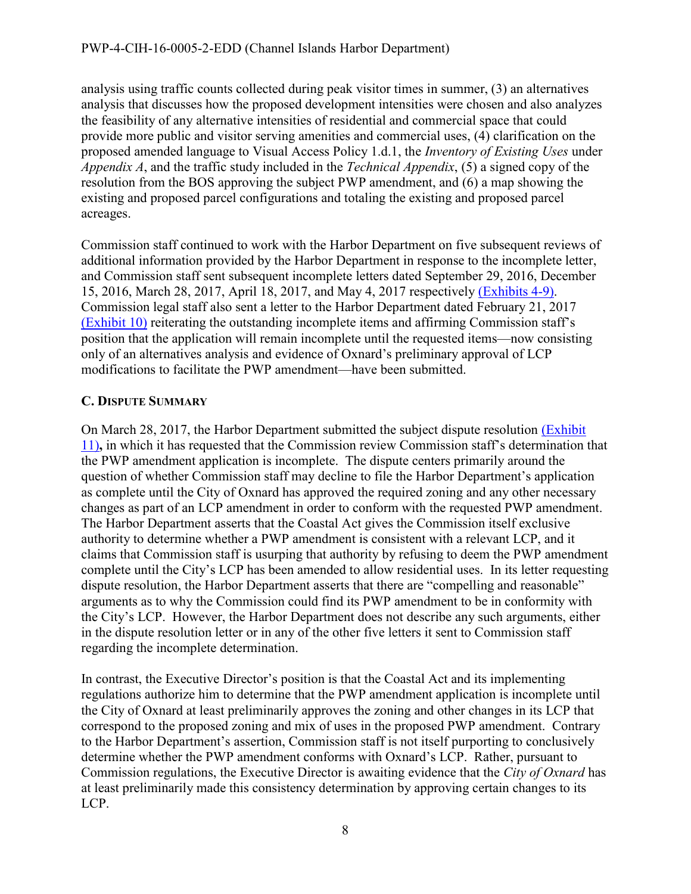analysis using traffic counts collected during peak visitor times in summer, (3) an alternatives analysis that discusses how the proposed development intensities were chosen and also analyzes the feasibility of any alternative intensities of residential and commercial space that could provide more public and visitor serving amenities and commercial uses, (4) clarification on the proposed amended language to Visual Access Policy 1.d.1, the *Inventory of Existing Uses* under *Appendix A*, and the traffic study included in the *Technical Appendix*, (5) a signed copy of the resolution from the BOS approving the subject PWP amendment, and (6) a map showing the existing and proposed parcel configurations and totaling the existing and proposed parcel acreages.

Commission staff continued to work with the Harbor Department on five subsequent reviews of additional information provided by the Harbor Department in response to the incomplete letter, and Commission staff sent subsequent incomplete letters dated September 29, 2016, December 15, 2016, March 28, 2017, April 18, 2017, and May 4, 2017 respectively (Exhibits 4-9). Commission legal staff also sent a letter to the Harbor Department dated February 21, 2017 (Exhibit 10) reiterating the outstanding incomplete items and affirming Commission staff's position that the application will remain incomplete until the requested items—now consisting only of an alternatives analysis and evidence of Oxnard's preliminary approval of LCP modifications to facilitate the PWP amendment—have been submitted.

### C. Dispute Summary

On March 28, 2017, the Harbor Department submitted the subject dispute resolution (Exhibit 11)**,** in which it has requested that the Commission review Commission staff's determination that the PWP amendment application is incomplete. The dispute centers primarily around the question of whether Commission staff may decline to file the Harbor Department's application as complete until the City of Oxnard has approved the required zoning and any other necessary changes as part of an LCP amendment in order to conform with the requested PWP amendment. The Harbor Department asserts that the Coastal Act gives the Commission itself exclusive authority to determine whether a PWP amendment is consistent with a relevant LCP, and it claims that Commission staff is usurping that authority by refusing to deem the PWP amendment complete until the City's LCP has been amended to allow residential uses. In its letter requesting dispute resolution, the Harbor Department asserts that there are "compelling and reasonable" arguments as to why the Commission could find its PWP amendment to be in conformity with the City's LCP. However, the Harbor Department does not describe any such arguments, either in the dispute resolution letter or in any of the other five letters it sent to Commission staff regarding the incomplete determination.

In contrast, the Executive Director's position is that the Coastal Act and its implementing regulations authorize him to determine that the PWP amendment application is incomplete until the City of Oxnard at least preliminarily approves the zoning and other changes in its LCP that correspond to the proposed zoning and mix of uses in the proposed PWP amendment. Contrary to the Harbor Department's assertion, Commission staff is not itself purporting to conclusively determine whether the PWP amendment conforms with Oxnard's LCP. Rather, pursuant to Commission regulations, the Executive Director is awaiting evidence that the *City of Oxnard* has at least preliminarily made this consistency determination by approving certain changes to its LCP.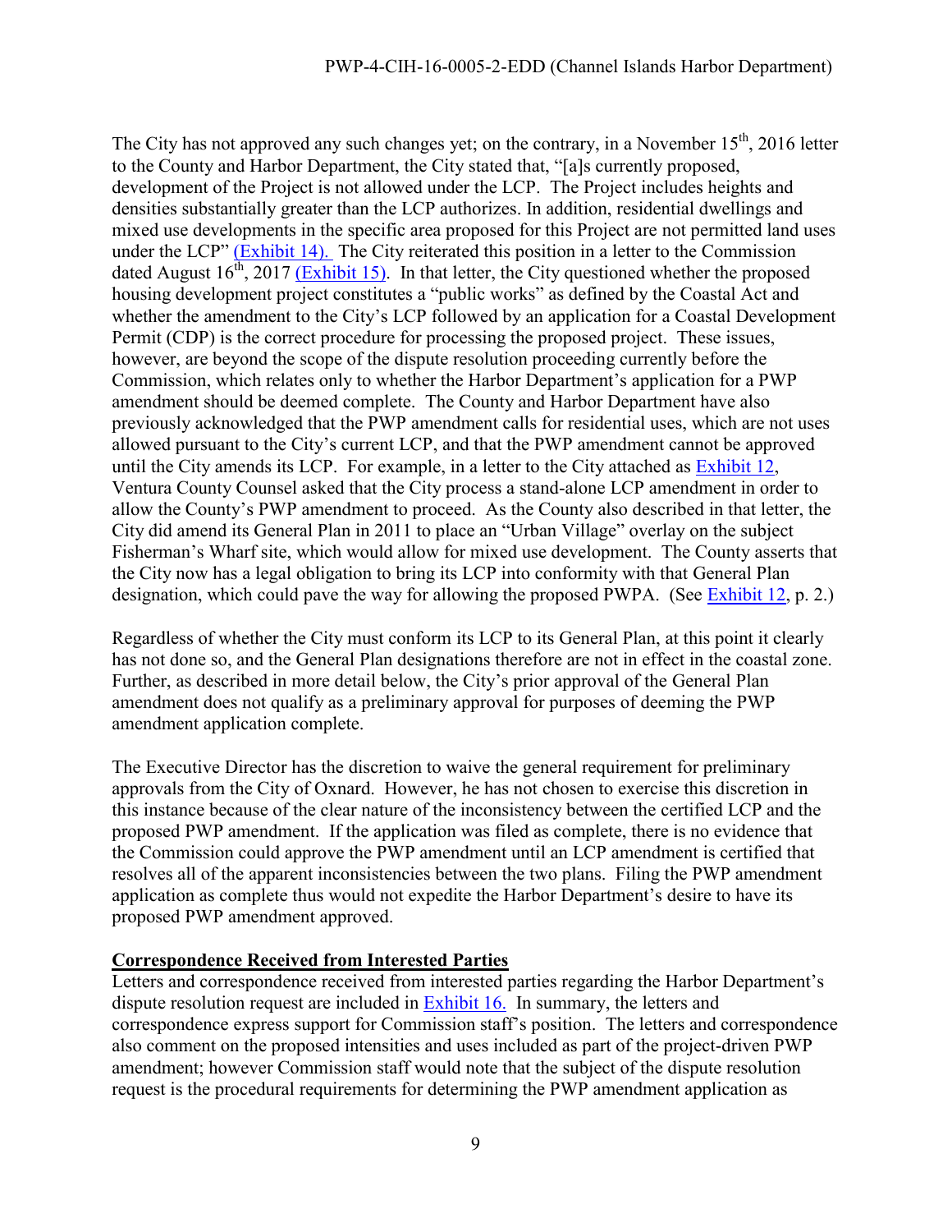The City has not approved any such changes yet; on the contrary, in a November 15th, 2016 letter to the County and Harbor Department, the City stated that, "[a]s currently proposed, development of the Project is not allowed under the LCP. The Project includes heights and densities substantially greater than the LCP authorizes. In addition, residential dwellings and mixed use developments in the specific area proposed for this Project are not permitted land uses under the LCP" (Exhibit 14). The City reiterated this position in a letter to the Commission dated August 16th, 2017 (Exhibit 15). In that letter, the City questioned whether the proposed housing development project constitutes a "public works" as defined by the Coastal Act and whether the amendment to the City's LCP followed by an application for a Coastal Development Permit (CDP) is the correct procedure for processing the proposed project. These issues, however, are beyond the scope of the dispute resolution proceeding currently before the Commission, which relates only to whether the Harbor Department's application for a PWP amendment should be deemed complete. The County and Harbor Department have also previously acknowledged that the PWP amendment calls for residential uses, which are not uses allowed pursuant to the City's current LCP, and that the PWP amendment cannot be approved until the City amends its LCP. For example, in a letter to the City attached as Exhibit 12, Ventura County Counsel asked that the City process a stand-alone LCP amendment in order to allow the County's PWP amendment to proceed. As the County also described in that letter, the City did amend its General Plan in 2011 to place an "Urban Village" overlay on the subject Fisherman's Wharf site, which would allow for mixed use development. The County asserts that the City now has a legal obligation to bring its LCP into conformity with that General Plan designation, which could pave the way for allowing the proposed PWPA. (See Exhibit 12, p. 2.)

Regardless of whether the City must conform its LCP to its General Plan, at this point it clearly has not done so, and the General Plan designations therefore are not in effect in the coastal zone. Further, as described in more detail below, the City's prior approval of the General Plan amendment does not qualify as a preliminary approval for purposes of deeming the PWP amendment application complete.

The Executive Director has the discretion to waive the general requirement for preliminary approvals from the City of Oxnard. However, he has not chosen to exercise this discretion in this instance because of the clear nature of the inconsistency between the certified LCP and the proposed PWP amendment. If the application was filed as complete, there is no evidence that the Commission could approve the PWP amendment until an LCP amendment is certified that resolves all of the apparent inconsistencies between the two plans. Filing the PWP amendment application as complete thus would not expedite the Harbor Department's desire to have its proposed PWP amendment approved.

**Correspondence Received from Interested Parties**

Letters and correspondence received from interested parties regarding the Harbor Department's dispute resolution request are included in Exhibit 16. In summary, the letters and correspondence express support for Commission staff's position. The letters and correspondence also comment on the proposed intensities and uses included as part of the project-driven PWP amendment; however Commission staff would note that the subject of the dispute resolution request is the procedural requirements for determining the PWP amendment application as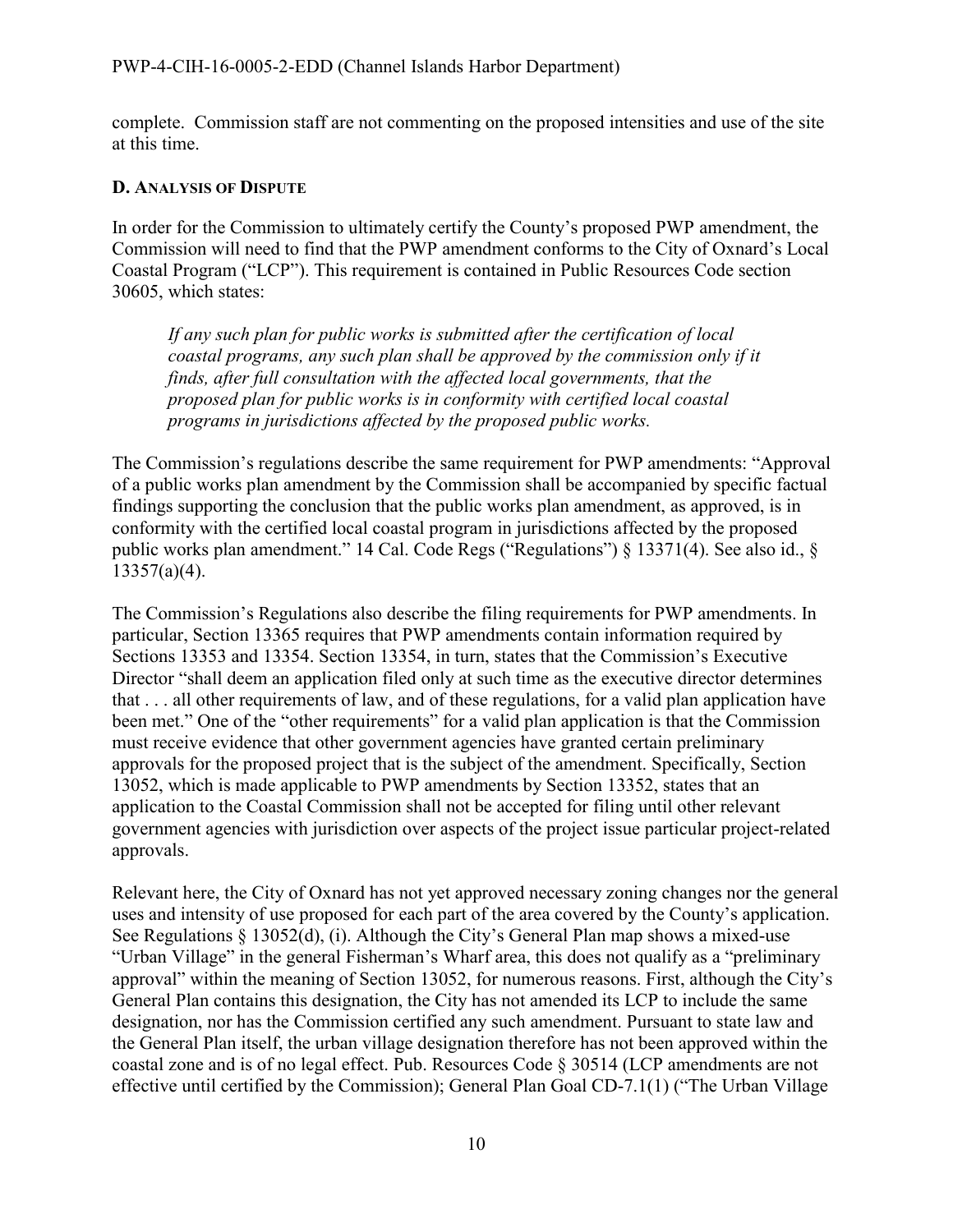complete. Commission staff are not commenting on the proposed intensities and use of the site at this time.

### D. Analysis of Dispute

In order for the Commission to ultimately certify the County's proposed PWP amendment, the Commission will need to find that the PWP amendment conforms to the City of Oxnard's Local Coastal Program ("LCP"). This requirement is contained in Public Resources Code section 30605, which states:

> *If any such plan for public works is submitted after the certification of local coastal programs, any such plan shall be approved by the commission only if it finds, after full consultation with the affected local governments, that the proposed plan for public works is in conformity with certified local coastal programs in jurisdictions affected by the proposed public works.*

The Commission's regulations describe the same requirement for PWP amendments: "Approval of a public works plan amendment by the Commission shall be accompanied by specific factual findings supporting the conclusion that the public works plan amendment, as approved, is in conformity with the certified local coastal program in jurisdictions affected by the proposed public works plan amendment." 14 Cal. Code Regs ("Regulations") § 13371(4). See also id., § 13357(a)(4).

The Commission's Regulations also describe the filing requirements for PWP amendments. In particular, Section 13365 requires that PWP amendments contain information required by Sections 13353 and 13354. Section 13354, in turn, states that the Commission's Executive Director "shall deem an application filed only at such time as the executive director determines that . . . all other requirements of law, and of these regulations, for a valid plan application have been met." One of the "other requirements" for a valid plan application is that the Commission must receive evidence that other government agencies have granted certain preliminary approvals for the proposed project that is the subject of the amendment. Specifically, Section 13052, which is made applicable to PWP amendments by Section 13352, states that an application to the Coastal Commission shall not be accepted for filing until other relevant government agencies with jurisdiction over aspects of the project issue particular project-related approvals.

Relevant here, the City of Oxnard has not yet approved necessary zoning changes nor the general uses and intensity of use proposed for each part of the area covered by the County's application. See Regulations § 13052(d), (i). Although the City's General Plan map shows a mixed-use "Urban Village" in the general Fisherman's Wharf area, this does not qualify as a "preliminary approval" within the meaning of Section 13052, for numerous reasons. First, although the City's General Plan contains this designation, the City has not amended its LCP to include the same designation, nor has the Commission certified any such amendment. Pursuant to state law and the General Plan itself, the urban village designation therefore has not been approved within the coastal zone and is of no legal effect. Pub. Resources Code § 30514 (LCP amendments are not effective until certified by the Commission); General Plan Goal CD-7.1(1) ("The Urban Village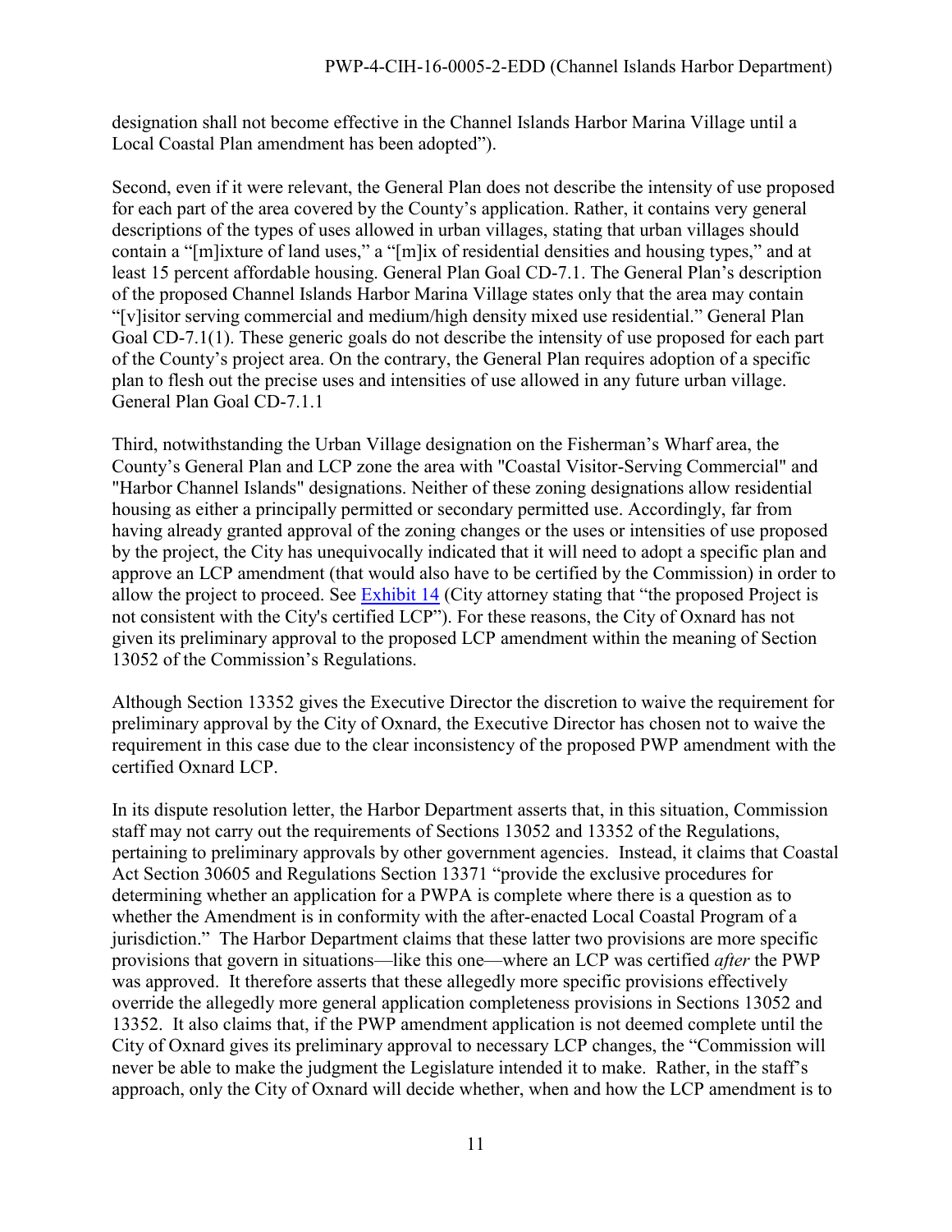designation shall not become effective in the Channel Islands Harbor Marina Village until a Local Coastal Plan amendment has been adopted").

Second, even if it were relevant, the General Plan does not describe the intensity of use proposed for each part of the area covered by the County's application. Rather, it contains very general descriptions of the types of uses allowed in urban villages, stating that urban villages should contain a "[m]ixture of land uses," a "[m]ix of residential densities and housing types," and at least 15 percent affordable housing. General Plan Goal CD-7.1. The General Plan's description of the proposed Channel Islands Harbor Marina Village states only that the area may contain "[v]isitor serving commercial and medium/high density mixed use residential." General Plan Goal CD-7.1(1). These generic goals do not describe the intensity of use proposed for each part of the County's project area. On the contrary, the General Plan requires adoption of a specific plan to flesh out the precise uses and intensities of use allowed in any future urban village. General Plan Goal CD-7.1.1

Third, notwithstanding the Urban Village designation on the Fisherman's Wharf area, the County's General Plan and LCP zone the area with "Coastal Visitor-Serving Commercial" and "Harbor Channel Islands" designations. Neither of these zoning designations allow residential housing as either a principally permitted or secondary permitted use. Accordingly, far from having already granted approval of the zoning changes or the uses or intensities of use proposed by the project, the City has unequivocally indicated that it will need to adopt a specific plan and approve an LCP amendment (that would also have to be certified by the Commission) in order to allow the project to proceed. See Exhibit 14 (City attorney stating that "the proposed Project is not consistent with the City's certified LCP"). For these reasons, the City of Oxnard has not given its preliminary approval to the proposed LCP amendment within the meaning of Section 13052 of the Commission's Regulations.

Although Section 13352 gives the Executive Director the discretion to waive the requirement for preliminary approval by the City of Oxnard, the Executive Director has chosen not to waive the requirement in this case due to the clear inconsistency of the proposed PWP amendment with the certified Oxnard LCP.

In its dispute resolution letter, the Harbor Department asserts that, in this situation, Commission staff may not carry out the requirements of Sections 13052 and 13352 of the Regulations, pertaining to preliminary approvals by other government agencies. Instead, it claims that Coastal Act Section 30605 and Regulations Section 13371 "provide the exclusive procedures for determining whether an application for a PWPA is complete where there is a question as to whether the Amendment is in conformity with the after-enacted Local Coastal Program of a jurisdiction." The Harbor Department claims that these latter two provisions are more specific provisions that govern in situations—like this one—where an LCP was certified *after* the PWP was approved. It therefore asserts that these allegedly more specific provisions effectively override the allegedly more general application completeness provisions in Sections 13052 and 13352. It also claims that, if the PWP amendment application is not deemed complete until the City of Oxnard gives its preliminary approval to necessary LCP changes, the "Commission will never be able to make the judgment the Legislature intended it to make. Rather, in the staff's approach, only the City of Oxnard will decide whether, when and how the LCP amendment is to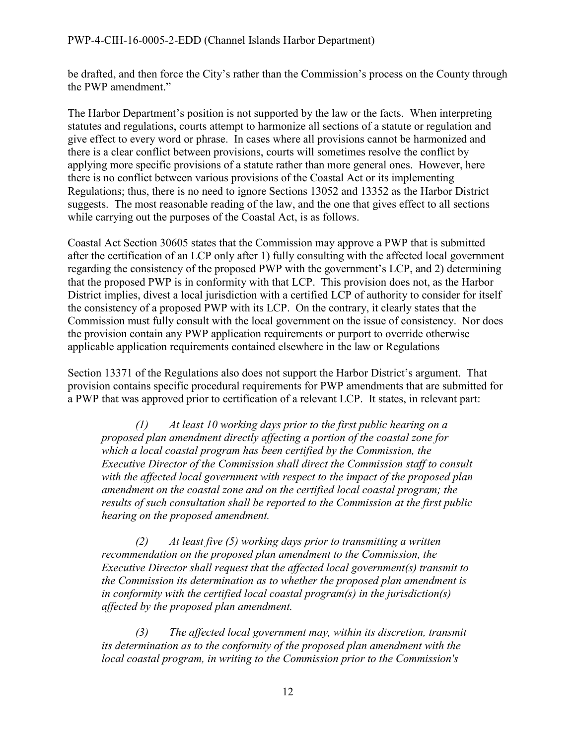be drafted, and then force the City's rather than the Commission's process on the County through the PWP amendment."

The Harbor Department's position is not supported by the law or the facts. When interpreting statutes and regulations, courts attempt to harmonize all sections of a statute or regulation and give effect to every word or phrase. In cases where all provisions cannot be harmonized and there is a clear conflict between provisions, courts will sometimes resolve the conflict by applying more specific provisions of a statute rather than more general ones. However, here there is no conflict between various provisions of the Coastal Act or its implementing Regulations; thus, there is no need to ignore Sections 13052 and 13352 as the Harbor District suggests. The most reasonable reading of the law, and the one that gives effect to all sections while carrying out the purposes of the Coastal Act, is as follows.

Coastal Act Section 30605 states that the Commission may approve a PWP that is submitted after the certification of an LCP only after 1) fully consulting with the affected local government regarding the consistency of the proposed PWP with the government's LCP, and 2) determining that the proposed PWP is in conformity with that LCP. This provision does not, as the Harbor District implies, divest a local jurisdiction with a certified LCP of authority to consider for itself the consistency of a proposed PWP with its LCP. On the contrary, it clearly states that the Commission must fully consult with the local government on the issue of consistency. Nor does the provision contain any PWP application requirements or purport to override otherwise applicable application requirements contained elsewhere in the law or Regulations

Section 13371 of the Regulations also does not support the Harbor District's argument. That provision contains specific procedural requirements for PWP amendments that are submitted for a PWP that was approved prior to certification of a relevant LCP. It states, in relevant part:

> *(1) At least 10 working days prior to the first public hearing on a proposed plan amendment directly affecting a portion of the coastal zone for which a local coastal program has been certified by the Commission, the Executive Director of the Commission shall direct the Commission staff to consult with the affected local government with respect to the impact of the proposed plan amendment on the coastal zone and on the certified local coastal program; the results of such consultation shall be reported to the Commission at the first public hearing on the proposed amendment.*
>
> *(2) At least five (5) working days prior to transmitting a written recommendation on the proposed plan amendment to the Commission, the Executive Director shall request that the affected local government(s) transmit to the Commission its determination as to whether the proposed plan amendment is in conformity with the certified local coastal program(s) in the jurisdiction(s) affected by the proposed plan amendment.*
>
> *(3) The affected local government may, within its discretion, transmit its determination as to the conformity of the proposed plan amendment with the local coastal program, in writing to the Commission prior to the Commission's*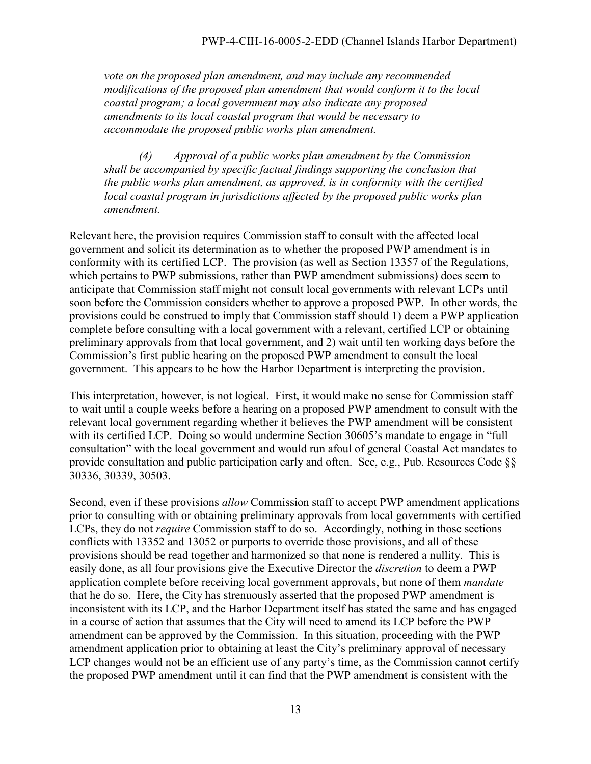*vote on the proposed plan amendment, and may include any recommended modifications of the proposed plan amendment that would conform it to the local coastal program; a local government may also indicate any proposed amendments to its local coastal program that would be necessary to accommodate the proposed public works plan amendment.*

*(4) Approval of a public works plan amendment by the Commission shall be accompanied by specific factual findings supporting the conclusion that the public works plan amendment, as approved, is in conformity with the certified local coastal program in jurisdictions affected by the proposed public works plan amendment.*

Relevant here, the provision requires Commission staff to consult with the affected local government and solicit its determination as to whether the proposed PWP amendment is in conformity with its certified LCP. The provision (as well as Section 13357 of the Regulations, which pertains to PWP submissions, rather than PWP amendment submissions) does seem to anticipate that Commission staff might not consult local governments with relevant LCPs until soon before the Commission considers whether to approve a proposed PWP. In other words, the provisions could be construed to imply that Commission staff should 1) deem a PWP application complete before consulting with a local government with a relevant, certified LCP or obtaining preliminary approvals from that local government, and 2) wait until ten working days before the Commission's first public hearing on the proposed PWP amendment to consult the local government. This appears to be how the Harbor Department is interpreting the provision.

This interpretation, however, is not logical. First, it would make no sense for Commission staff to wait until a couple weeks before a hearing on a proposed PWP amendment to consult with the relevant local government regarding whether it believes the PWP amendment will be consistent with its certified LCP. Doing so would undermine Section 30605's mandate to engage in "full consultation" with the local government and would run afoul of general Coastal Act mandates to provide consultation and public participation early and often. See, e.g., Pub. Resources Code §§ 30336, 30339, 30503.

Second, even if these provisions *allow* Commission staff to accept PWP amendment applications prior to consulting with or obtaining preliminary approvals from local governments with certified LCPs, they do not *require* Commission staff to do so. Accordingly, nothing in those sections conflicts with 13352 and 13052 or purports to override those provisions, and all of these provisions should be read together and harmonized so that none is rendered a nullity. This is easily done, as all four provisions give the Executive Director the *discretion* to deem a PWP application complete before receiving local government approvals, but none of them *mandate* that he do so. Here, the City has strenuously asserted that the proposed PWP amendment is inconsistent with its LCP, and the Harbor Department itself has stated the same and has engaged in a course of action that assumes that the City will need to amend its LCP before the PWP amendment can be approved by the Commission. In this situation, proceeding with the PWP amendment application prior to obtaining at least the City's preliminary approval of necessary LCP changes would not be an efficient use of any party's time, as the Commission cannot certify the proposed PWP amendment until it can find that the PWP amendment is consistent with the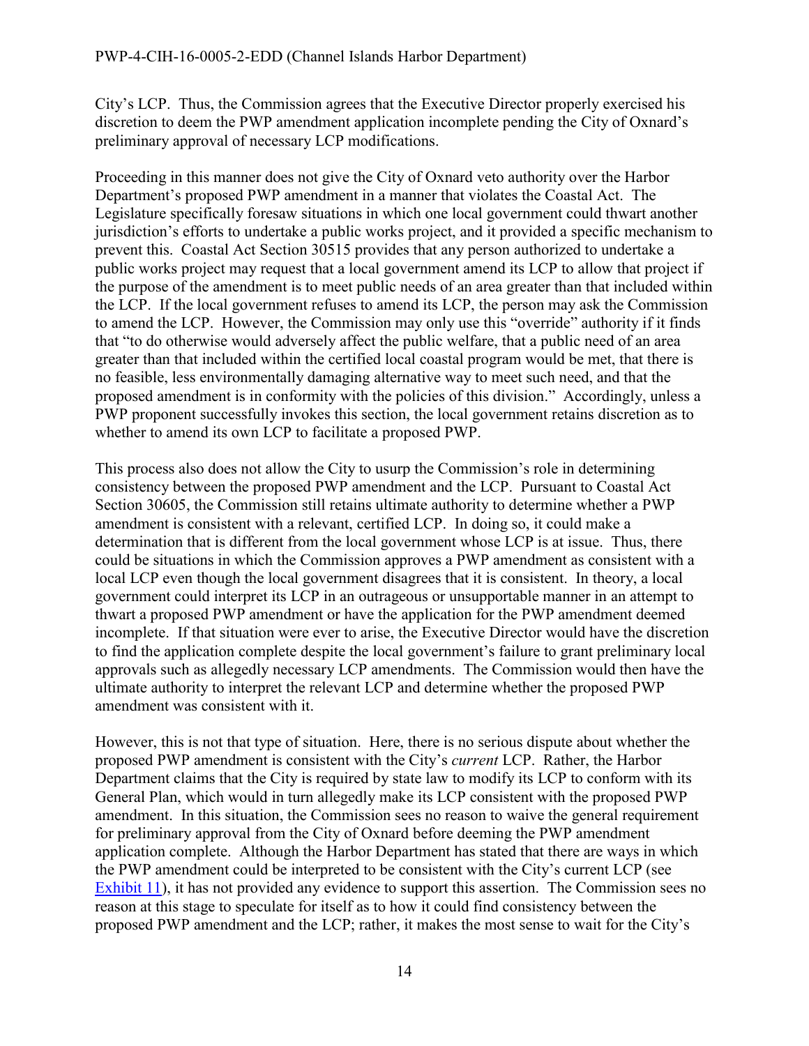City's LCP. Thus, the Commission agrees that the Executive Director properly exercised his discretion to deem the PWP amendment application incomplete pending the City of Oxnard's preliminary approval of necessary LCP modifications.

Proceeding in this manner does not give the City of Oxnard veto authority over the Harbor Department's proposed PWP amendment in a manner that violates the Coastal Act. The Legislature specifically foresaw situations in which one local government could thwart another jurisdiction's efforts to undertake a public works project, and it provided a specific mechanism to prevent this. Coastal Act Section 30515 provides that any person authorized to undertake a public works project may request that a local government amend its LCP to allow that project if the purpose of the amendment is to meet public needs of an area greater than that included within the LCP. If the local government refuses to amend its LCP, the person may ask the Commission to amend the LCP. However, the Commission may only use this "override" authority if it finds that "to do otherwise would adversely affect the public welfare, that a public need of an area greater than that included within the certified local coastal program would be met, that there is no feasible, less environmentally damaging alternative way to meet such need, and that the proposed amendment is in conformity with the policies of this division." Accordingly, unless a PWP proponent successfully invokes this section, the local government retains discretion as to whether to amend its own LCP to facilitate a proposed PWP.

This process also does not allow the City to usurp the Commission's role in determining consistency between the proposed PWP amendment and the LCP. Pursuant to Coastal Act Section 30605, the Commission still retains ultimate authority to determine whether a PWP amendment is consistent with a relevant, certified LCP. In doing so, it could make a determination that is different from the local government whose LCP is at issue. Thus, there could be situations in which the Commission approves a PWP amendment as consistent with a local LCP even though the local government disagrees that it is consistent. In theory, a local government could interpret its LCP in an outrageous or unsupportable manner in an attempt to thwart a proposed PWP amendment or have the application for the PWP amendment deemed incomplete. If that situation were ever to arise, the Executive Director would have the discretion to find the application complete despite the local government's failure to grant preliminary local approvals such as allegedly necessary LCP amendments. The Commission would then have the ultimate authority to interpret the relevant LCP and determine whether the proposed PWP amendment was consistent with it.

However, this is not that type of situation. Here, there is no serious dispute about whether the proposed PWP amendment is consistent with the City's *current* LCP. Rather, the Harbor Department claims that the City is required by state law to modify its LCP to conform with its General Plan, which would in turn allegedly make its LCP consistent with the proposed PWP amendment. In this situation, the Commission sees no reason to waive the general requirement for preliminary approval from the City of Oxnard before deeming the PWP amendment application complete. Although the Harbor Department has stated that there are ways in which the PWP amendment could be interpreted to be consistent with the City's current LCP (see Exhibit 11), it has not provided any evidence to support this assertion. The Commission sees no reason at this stage to speculate for itself as to how it could find consistency between the proposed PWP amendment and the LCP; rather, it makes the most sense to wait for the City's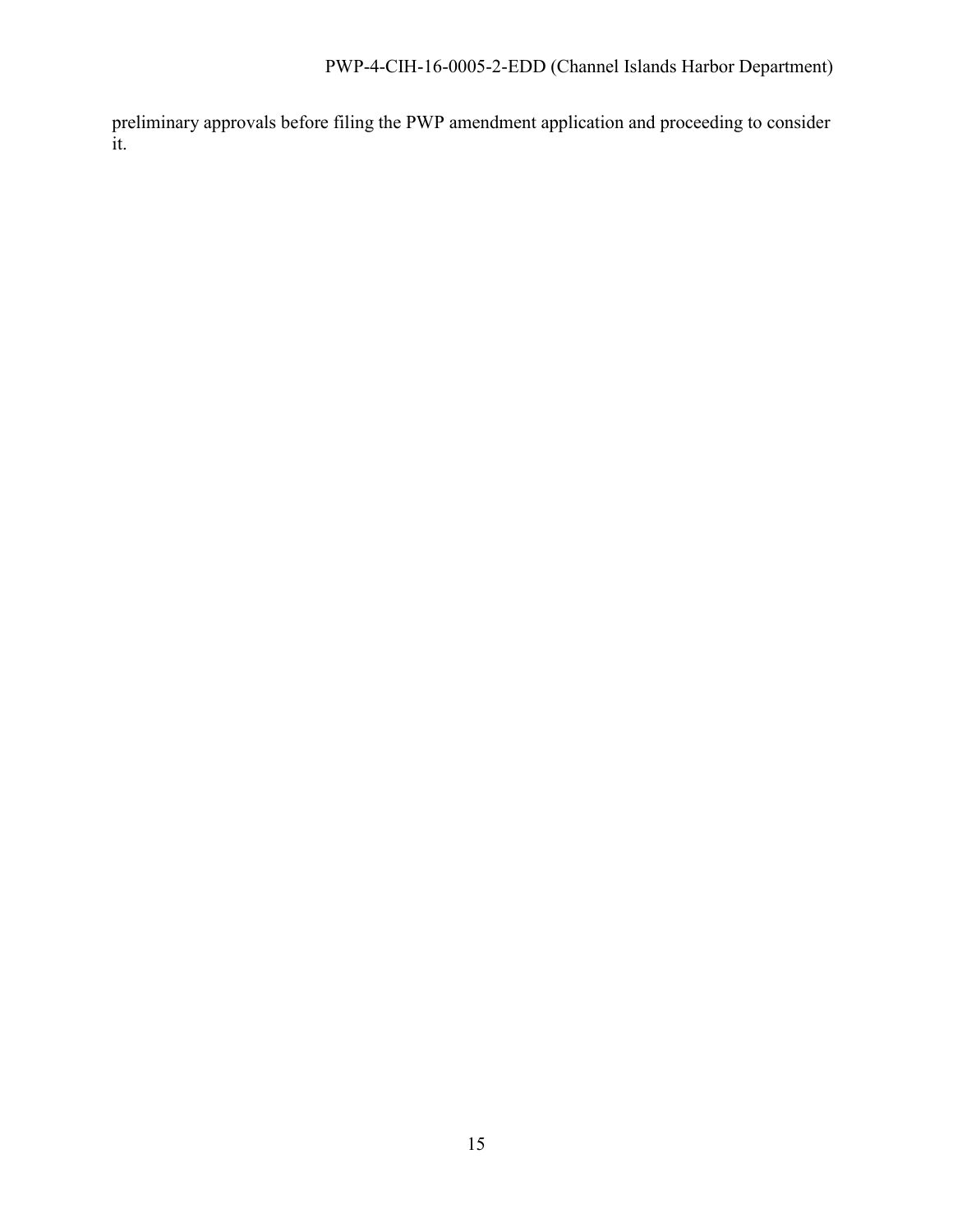preliminary approvals before filing the PWP amendment application and proceeding to consider it.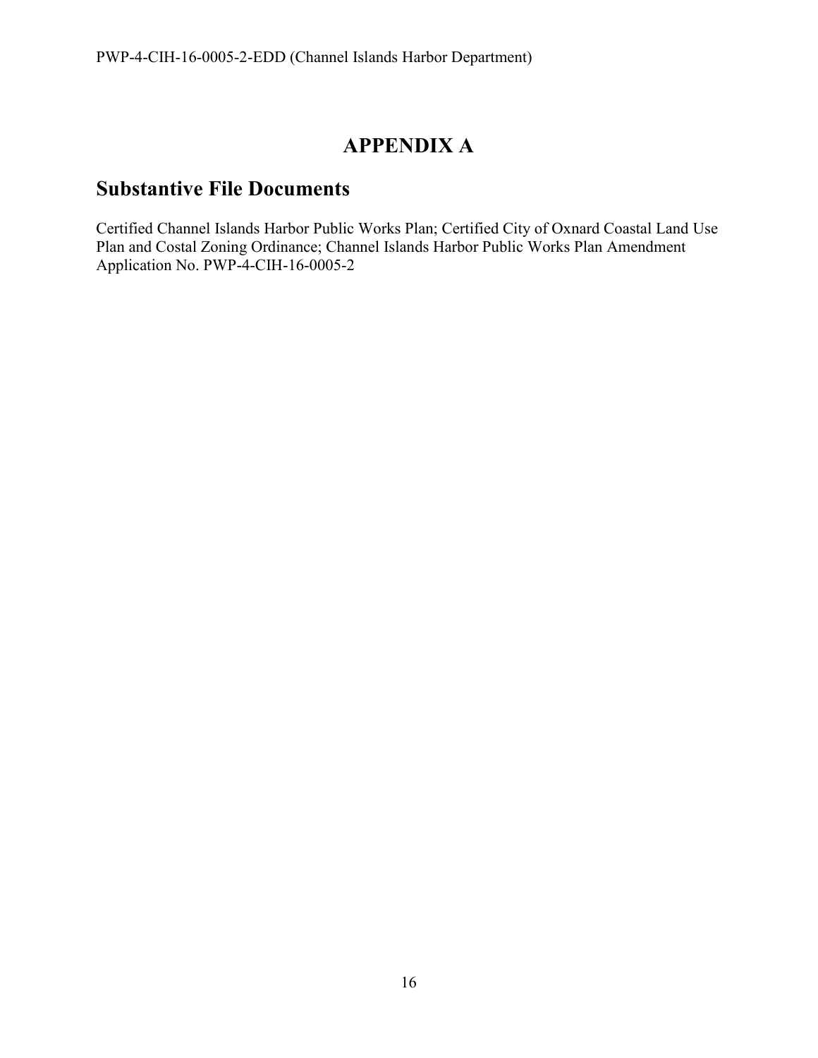# APPENDIX A

## Substantive File Documents

Certified Channel Islands Harbor Public Works Plan; Certified City of Oxnard Coastal Land Use Plan and Costal Zoning Ordinance; Channel Islands Harbor Public Works Plan Amendment Application No. PWP-4-CIH-16-0005-2